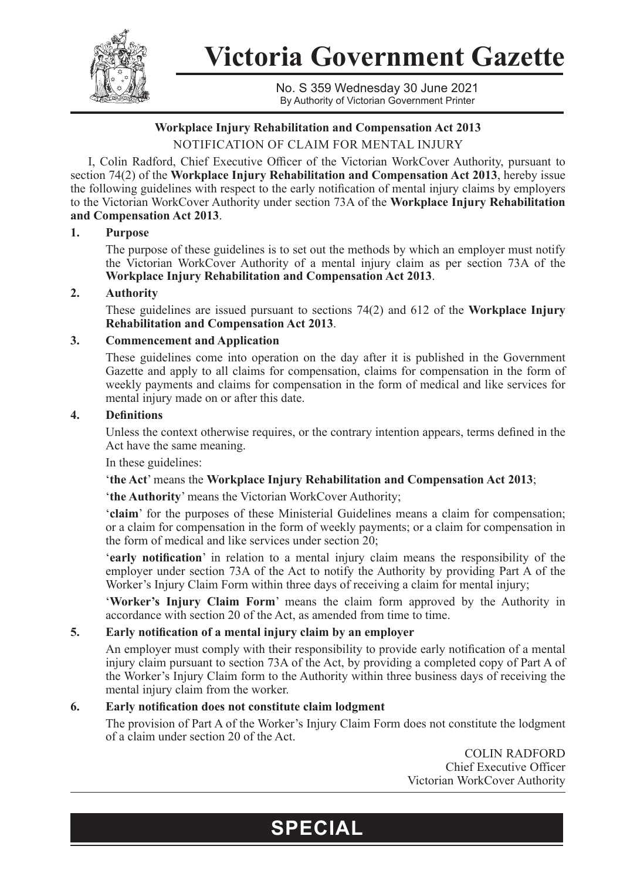# Victoria Government Gazette

No. S 359 Wednesday 30 June 2021
By Authority of Victorian Government Printer

**Workplace Injury Rehabilitation and Compensation Act 2013**

NOTIFICATION OF CLAIM FOR MENTAL INJURY

I, Colin Radford, Chief Executive Officer of the Victorian WorkCover Authority, pursuant to section 74(2) of the **Workplace Injury Rehabilitation and Compensation Act 2013**, hereby issue the following guidelines with respect to the early notification of mental injury claims by employers to the Victorian WorkCover Authority under section 73A of the **Workplace Injury Rehabilitation and Compensation Act 2013**.

**1. Purpose**

The purpose of these guidelines is to set out the methods by which an employer must notify the Victorian WorkCover Authority of a mental injury claim as per section 73A of the **Workplace Injury Rehabilitation and Compensation Act 2013**.

**2. Authority**

These guidelines are issued pursuant to sections 74(2) and 612 of the **Workplace Injury Rehabilitation and Compensation Act 2013**.

**3. Commencement and Application**

These guidelines come into operation on the day after it is published in the Government Gazette and apply to all claims for compensation, claims for compensation in the form of weekly payments and claims for compensation in the form of medical and like services for mental injury made on or after this date.

**4. Definitions**

Unless the context otherwise requires, or the contrary intention appears, terms defined in the Act have the same meaning.

In these guidelines:

'**the Act**' means the **Workplace Injury Rehabilitation and Compensation Act 2013**;

'**the Authority**' means the Victorian WorkCover Authority;

'**claim**' for the purposes of these Ministerial Guidelines means a claim for compensation; or a claim for compensation in the form of weekly payments; or a claim for compensation in the form of medical and like services under section 20;

'**early notification**' in relation to a mental injury claim means the responsibility of the employer under section 73A of the Act to notify the Authority by providing Part A of the Worker's Injury Claim Form within three days of receiving a claim for mental injury;

'**Worker's Injury Claim Form**' means the claim form approved by the Authority in accordance with section 20 of the Act, as amended from time to time.

**5. Early notification of a mental injury claim by an employer**

An employer must comply with their responsibility to provide early notification of a mental injury claim pursuant to section 73A of the Act, by providing a completed copy of Part A of the Worker's Injury Claim form to the Authority within three business days of receiving the mental injury claim from the worker.

**6. Early notification does not constitute claim lodgment**

The provision of Part A of the Worker's Injury Claim Form does not constitute the lodgment of a claim under section 20 of the Act.

COLIN RADFORD
Chief Executive Officer
Victorian WorkCover Authority

**SPECIAL**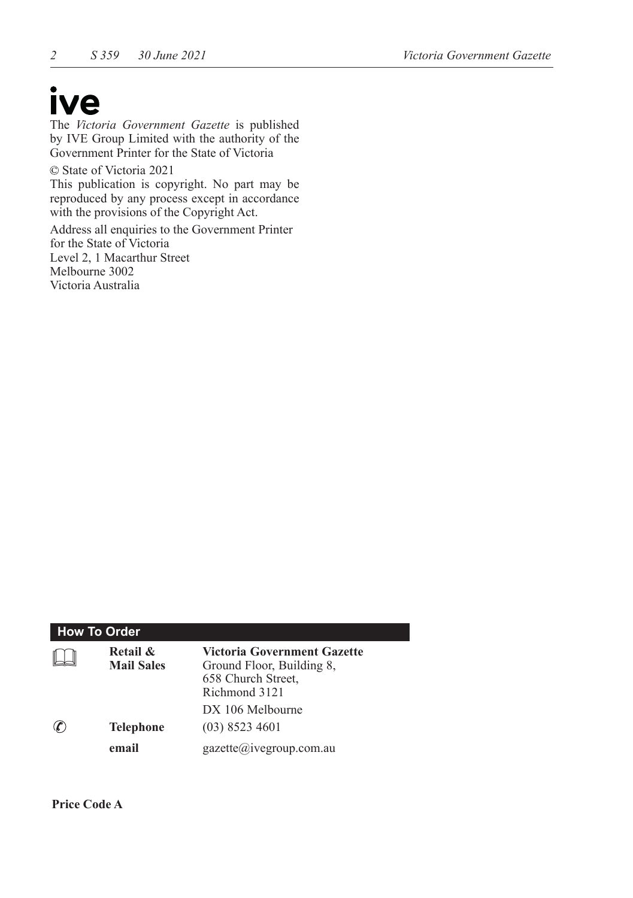ive

The *Victoria Government Gazette* is published by IVE Group Limited with the authority of the Government Printer for the State of Victoria

© State of Victoria 2021

This publication is copyright. No part may be reproduced by any process except in accordance with the provisions of the Copyright Act.

Address all enquiries to the Government Printer for the State of Victoria
Level 2, 1 Macarthur Street
Melbourne 3002
Victoria Australia

## How To Order

| | | |
|---|---|---|
| | **Retail & Mail Sales** | **Victoria Government Gazette**<br>Ground Floor, Building 8,<br>658 Church Street,<br>Richmond 3121<br>DX 106 Melbourne |
| | **Telephone** | (03) 8523 4601 |
| | **email** | gazette@ivegroup.com.au |

**Price Code A**